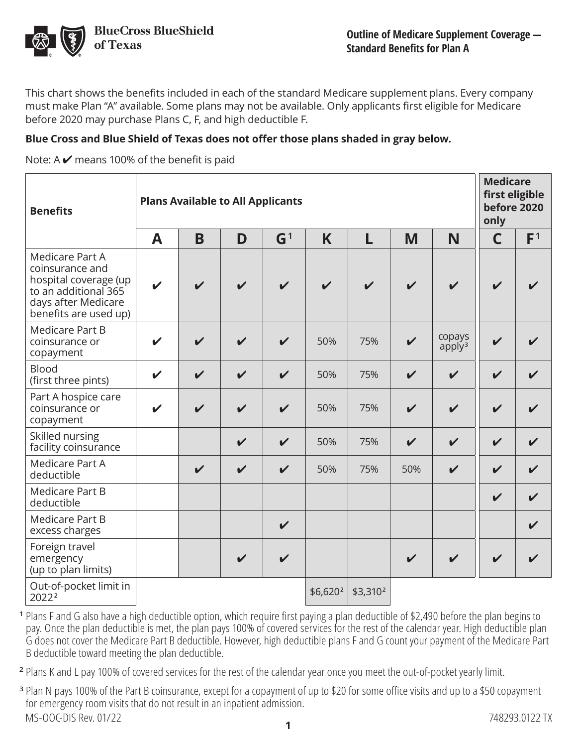**BlueCross BlueShield of Texas**

**Outline of Medicare Supplement Coverage — Standard Benefits for Plan A**

This chart shows the benefits included in each of the standard Medicare supplement plans. Every company must make Plan "A" available. Some plans may not be available. Only applicants first eligible for Medicare before 2020 may purchase Plans C, F, and high deductible F.

**Blue Cross and Blue Shield of Texas does not offer those plans shaded in gray below.**

Note: A ✔ means 100% of the benefit is paid

| Benefits | Plans Available to All Applicants | | | | | | | | Medicare first eligible before 2020 only | |
|---|---|---|---|---|---|---|---|---|---|---|
| | **A** | **B** | **D** | **G**[1] | **K** | **L** | **M** | **N** | **C** | **F**[1] |
| Medicare Part A coinsurance and hospital coverage (up to an additional 365 days after Medicare benefits are used up) | ✔ | ✔ | ✔ | ✔ | ✔ | ✔ | ✔ | ✔ | ✔ | ✔ |
| Medicare Part B coinsurance or copayment | ✔ | ✔ | ✔ | ✔ | 50% | 75% | ✔ | copays apply[3] | ✔ | ✔ |
| Blood (first three pints) | ✔ | ✔ | ✔ | ✔ | 50% | 75% | ✔ | ✔ | ✔ | ✔ |
| Part A hospice care coinsurance or copayment | ✔ | ✔ | ✔ | ✔ | 50% | 75% | ✔ | ✔ | ✔ | ✔ |
| Skilled nursing facility coinsurance | | | ✔ | ✔ | 50% | 75% | ✔ | ✔ | ✔ | ✔ |
| Medicare Part A deductible | | ✔ | ✔ | ✔ | 50% | 75% | 50% | ✔ | ✔ | ✔ |
| Medicare Part B deductible | | | | | | | | | ✔ | ✔ |
| Medicare Part B excess charges | | | | ✔ | | | | | | ✔ |
| Foreign travel emergency (up to plan limits) | | | ✔ | ✔ | | | ✔ | ✔ | ✔ | ✔ |
| Out-of-pocket limit in 2022[2] | | | | | $6,620[2] | $3,310[2] | | | | |

[1] Plans F and G also have a high deductible option, which require first paying a plan deductible of $2,490 before the plan begins to pay. Once the plan deductible is met, the plan pays 100% of covered services for the rest of the calendar year. High deductible plan G does not cover the Medicare Part B deductible. However, high deductible plans F and G count your payment of the Medicare Part B deductible toward meeting the plan deductible.

[2] Plans K and L pay 100% of covered services for the rest of the calendar year once you meet the out-of-pocket yearly limit.

[3] Plan N pays 100% of the Part B coinsurance, except for a copayment of up to $20 for some office visits and up to a $50 copayment for emergency room visits that do not result in an inpatient admission.

MS-OOC-DIS Rev. 01/22 748293.0122 TX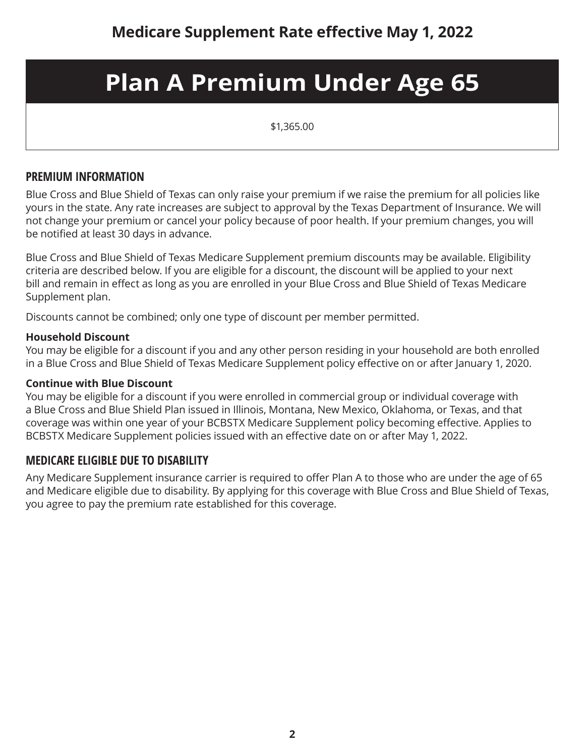## Medicare Supplement Rate effective May 1, 2022

| Plan A Premium Under Age 65 |
| --- |
| $1,365.00 |

### PREMIUM INFORMATION

Blue Cross and Blue Shield of Texas can only raise your premium if we raise the premium for all policies like yours in the state. Any rate increases are subject to approval by the Texas Department of Insurance. We will not change your premium or cancel your policy because of poor health. If your premium changes, you will be notified at least 30 days in advance.

Blue Cross and Blue Shield of Texas Medicare Supplement premium discounts may be available. Eligibility criteria are described below. If you are eligible for a discount, the discount will be applied to your next bill and remain in effect as long as you are enrolled in your Blue Cross and Blue Shield of Texas Medicare Supplement plan.

Discounts cannot be combined; only one type of discount per member permitted.

**Household Discount**
You may be eligible for a discount if you and any other person residing in your household are both enrolled in a Blue Cross and Blue Shield of Texas Medicare Supplement policy effective on or after January 1, 2020.

**Continue with Blue Discount**
You may be eligible for a discount if you were enrolled in commercial group or individual coverage with a Blue Cross and Blue Shield Plan issued in Illinois, Montana, New Mexico, Oklahoma, or Texas, and that coverage was within one year of your BCBSTX Medicare Supplement policy becoming effective. Applies to BCBSTX Medicare Supplement policies issued with an effective date on or after May 1, 2022.

### MEDICARE ELIGIBLE DUE TO DISABILITY

Any Medicare Supplement insurance carrier is required to offer Plan A to those who are under the age of 65 and Medicare eligible due to disability. By applying for this coverage with Blue Cross and Blue Shield of Texas, you agree to pay the premium rate established for this coverage.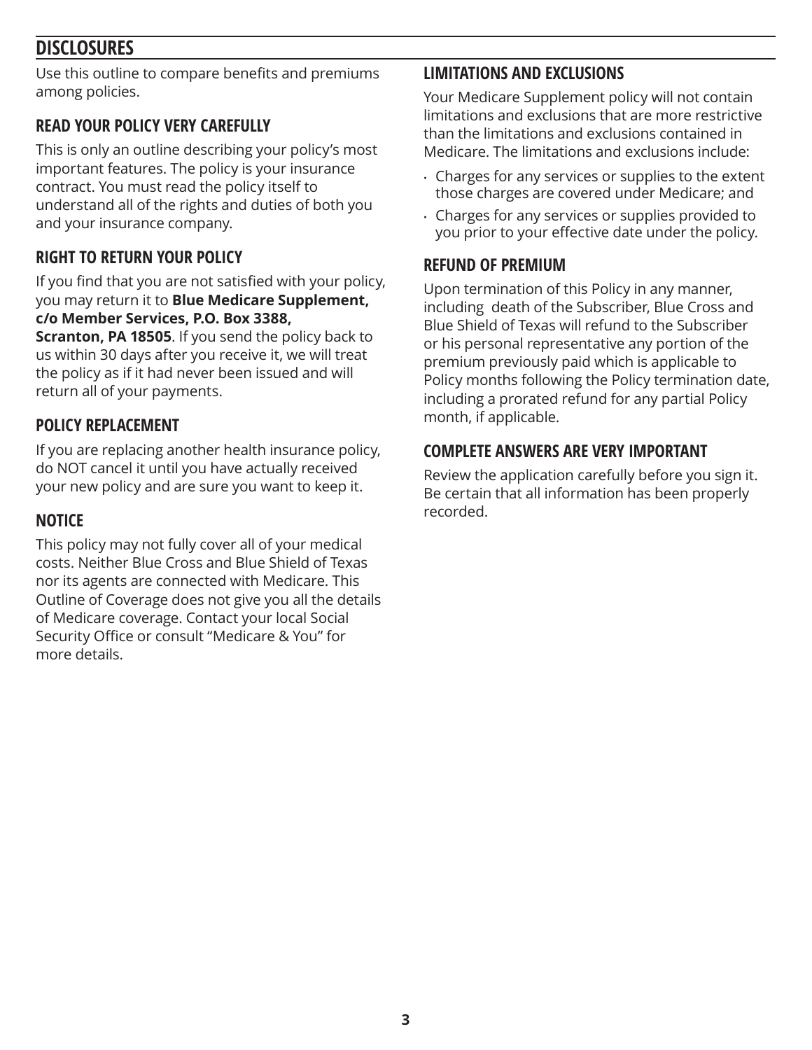## DISCLOSURES

Use this outline to compare benefits and premiums among policies.

### READ YOUR POLICY VERY CAREFULLY

This is only an outline describing your policy's most important features. The policy is your insurance contract. You must read the policy itself to understand all of the rights and duties of both you and your insurance company.

### RIGHT TO RETURN YOUR POLICY

If you find that you are not satisfied with your policy, you may return it to **Blue Medicare Supplement, c/o Member Services, P.O. Box 3388, Scranton, PA 18505**. If you send the policy back to us within 30 days after you receive it, we will treat the policy as if it had never been issued and will return all of your payments.

### POLICY REPLACEMENT

If you are replacing another health insurance policy, do NOT cancel it until you have actually received your new policy and are sure you want to keep it.

### NOTICE

This policy may not fully cover all of your medical costs. Neither Blue Cross and Blue Shield of Texas nor its agents are connected with Medicare. This Outline of Coverage does not give you all the details of Medicare coverage. Contact your local Social Security Office or consult "Medicare & You" for more details.

### LIMITATIONS AND EXCLUSIONS

Your Medicare Supplement policy will not contain limitations and exclusions that are more restrictive than the limitations and exclusions contained in Medicare. The limitations and exclusions include:

- Charges for any services or supplies to the extent those charges are covered under Medicare; and
- Charges for any services or supplies provided to you prior to your effective date under the policy.

### REFUND OF PREMIUM

Upon termination of this Policy in any manner, including death of the Subscriber, Blue Cross and Blue Shield of Texas will refund to the Subscriber or his personal representative any portion of the premium previously paid which is applicable to Policy months following the Policy termination date, including a prorated refund for any partial Policy month, if applicable.

### COMPLETE ANSWERS ARE VERY IMPORTANT

Review the application carefully before you sign it. Be certain that all information has been properly recorded.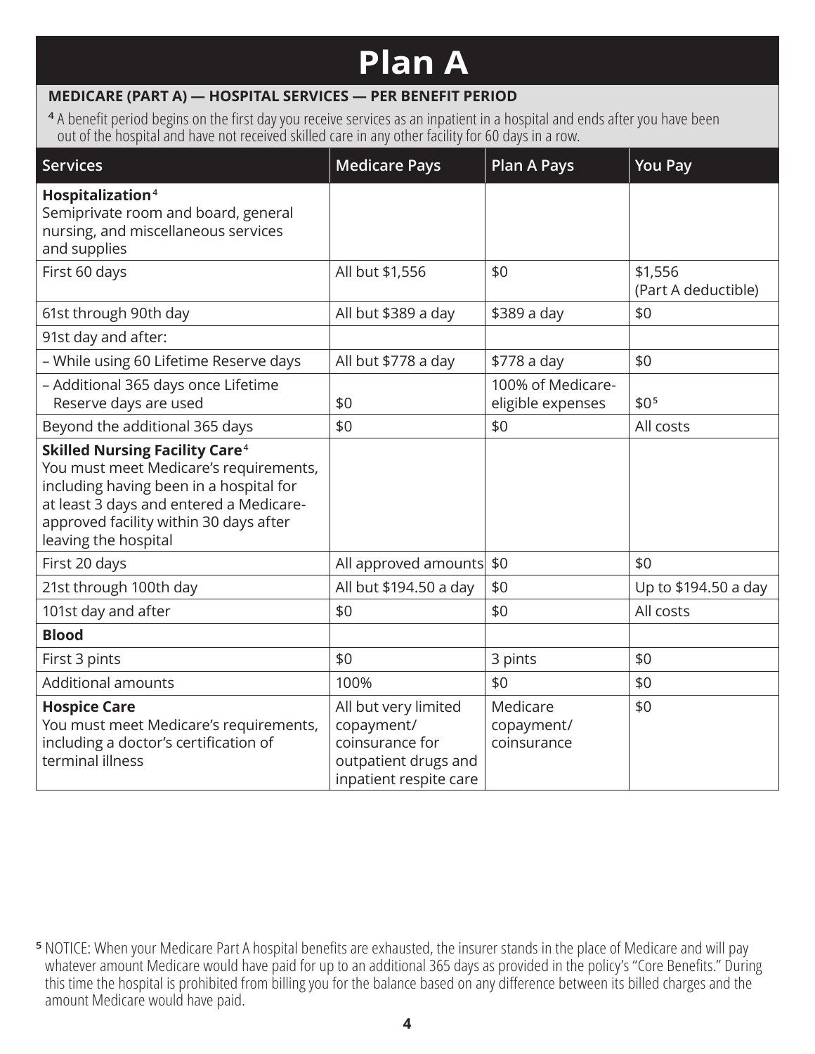# Plan A

**MEDICARE (PART A) — HOSPITAL SERVICES — PER BENEFIT PERIOD**

[4] A benefit period begins on the first day you receive services as an inpatient in a hospital and ends after you have been out of the hospital and have not received skilled care in any other facility for 60 days in a row.

| Services | Medicare Pays | Plan A Pays | You Pay |
|---|---|---|---|
| **Hospitalization**[4] Semiprivate room and board, general nursing, and miscellaneous services and supplies | | | |
| First 60 days | All but $1,556 | $0 | $1,556 (Part A deductible) |
| 61st through 90th day | All but $389 a day | $389 a day | $0 |
| 91st day and after: | | | |
| – While using 60 Lifetime Reserve days | All but $778 a day | $778 a day | $0 |
| – Additional 365 days once Lifetime Reserve days are used | $0 | 100% of Medicare-eligible expenses | $0[5] |
| Beyond the additional 365 days | $0 | $0 | All costs |
| **Skilled Nursing Facility Care**[4] You must meet Medicare's requirements, including having been in a hospital for at least 3 days and entered a Medicare-approved facility within 30 days after leaving the hospital | | | |
| First 20 days | All approved amounts | $0 | $0 |
| 21st through 100th day | All but $194.50 a day | $0 | Up to $194.50 a day |
| 101st day and after | $0 | $0 | All costs |
| **Blood** | | | |
| First 3 pints | $0 | 3 pints | $0 |
| Additional amounts | 100% | $0 | $0 |
| **Hospice Care** You must meet Medicare's requirements, including a doctor's certification of terminal illness | All but very limited copayment/ coinsurance for outpatient drugs and inpatient respite care | Medicare copayment/ coinsurance | $0 |

[5] NOTICE: When your Medicare Part A hospital benefits are exhausted, the insurer stands in the place of Medicare and will pay whatever amount Medicare would have paid for up to an additional 365 days as provided in the policy's "Core Benefits." During this time the hospital is prohibited from billing you for the balance based on any difference between its billed charges and the amount Medicare would have paid.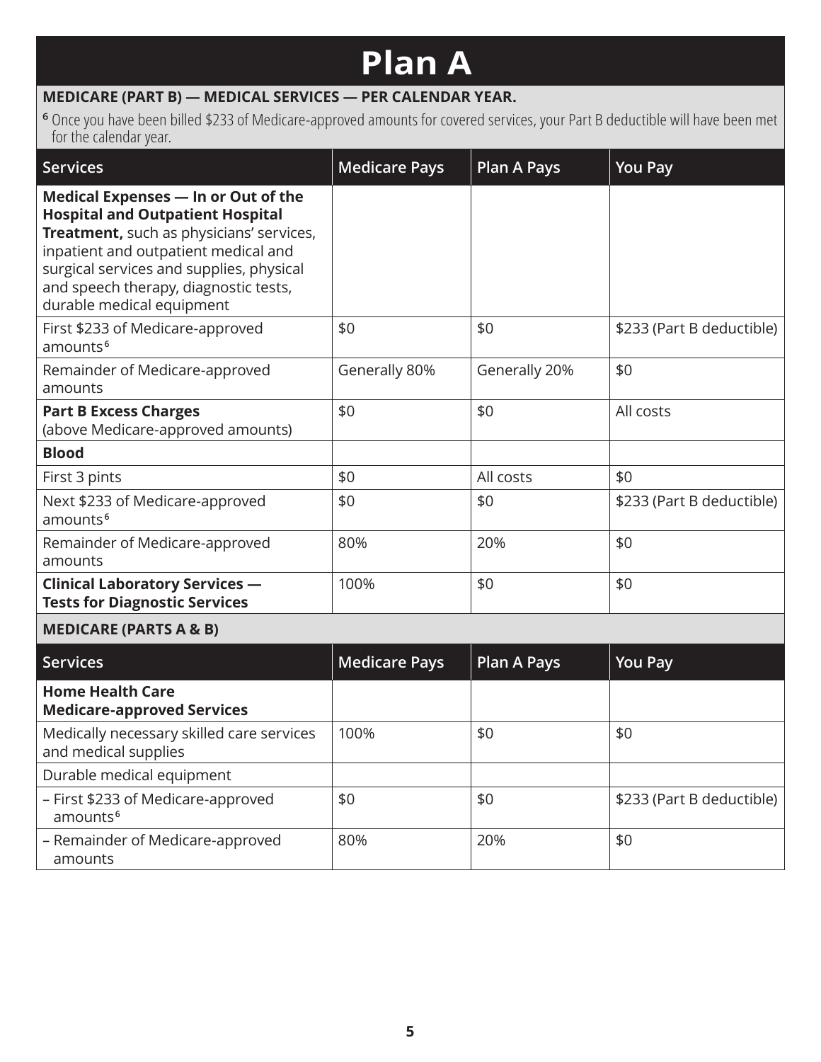# Plan A

**MEDICARE (PART B) — MEDICAL SERVICES — PER CALENDAR YEAR.**

[6] Once you have been billed $233 of Medicare-approved amounts for covered services, your Part B deductible will have been met for the calendar year.

| Services | Medicare Pays | Plan A Pays | You Pay |
|---|---|---|---|
| **Medical Expenses — In or Out of the Hospital and Outpatient Hospital Treatment,** such as physicians' services, inpatient and outpatient medical and surgical services and supplies, physical and speech therapy, diagnostic tests, durable medical equipment | | | |
| First $233 of Medicare-approved amounts[6] | $0 | $0 | $233 (Part B deductible) |
| Remainder of Medicare-approved amounts | Generally 80% | Generally 20% | $0 |
| **Part B Excess Charges** (above Medicare-approved amounts) | $0 | $0 | All costs |
| **Blood** | | | |
| First 3 pints | $0 | All costs | $0 |
| Next $233 of Medicare-approved amounts[6] | $0 | $0 | $233 (Part B deductible) |
| Remainder of Medicare-approved amounts | 80% | 20% | $0 |
| **Clinical Laboratory Services — Tests for Diagnostic Services** | 100% | $0 | $0 |

**MEDICARE (PARTS A & B)**

| Services | Medicare Pays | Plan A Pays | You Pay |
|---|---|---|---|
| **Home Health Care Medicare-approved Services** | | | |
| Medically necessary skilled care services and medical supplies | 100% | $0 | $0 |
| Durable medical equipment | | | |
| – First $233 of Medicare-approved amounts[6] | $0 | $0 | $233 (Part B deductible) |
| – Remainder of Medicare-approved amounts | 80% | 20% | $0 |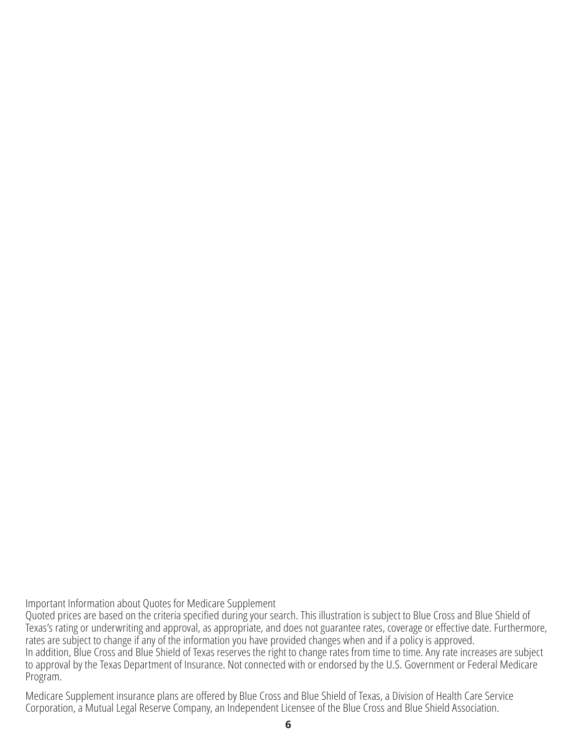Important Information about Quotes for Medicare Supplement

Quoted prices are based on the criteria specified during your search. This illustration is subject to Blue Cross and Blue Shield of Texas's rating or underwriting and approval, as appropriate, and does not guarantee rates, coverage or effective date. Furthermore, rates are subject to change if any of the information you have provided changes when and if a policy is approved.

In addition, Blue Cross and Blue Shield of Texas reserves the right to change rates from time to time. Any rate increases are subject to approval by the Texas Department of Insurance. Not connected with or endorsed by the U.S. Government or Federal Medicare Program.

Medicare Supplement insurance plans are offered by Blue Cross and Blue Shield of Texas, a Division of Health Care Service Corporation, a Mutual Legal Reserve Company, an Independent Licensee of the Blue Cross and Blue Shield Association.